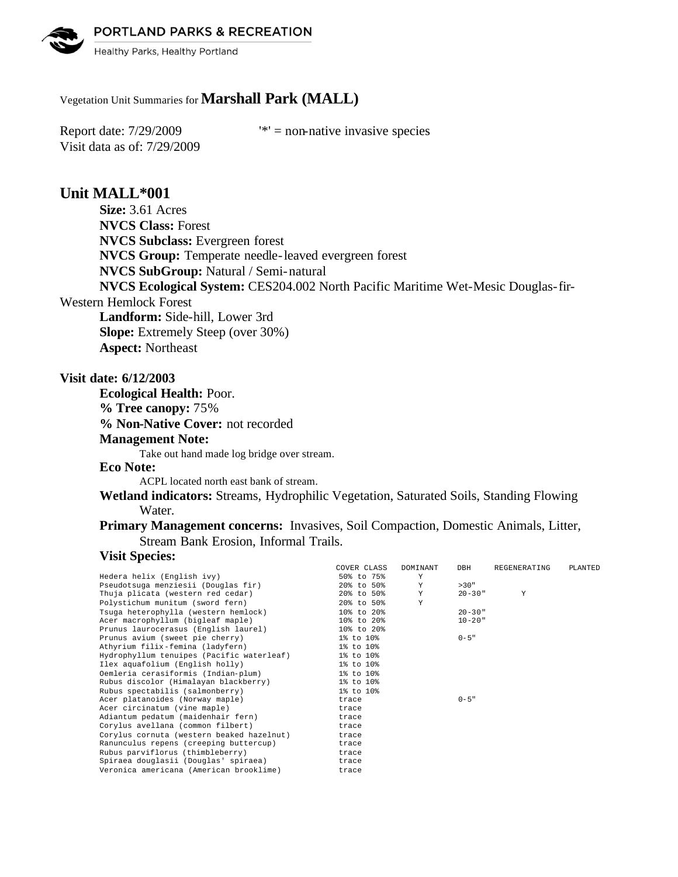PORTLAND PARKS & RECREATION

Healthy Parks, Healthy Portland

Vegetation Unit Summaries for **Marshall Park (MALL)**

Report date: 7/29/2009 '*' = non-native invasive species

Visit data as of: 7/29/2009

## Unit MALL*001

**Size:** 3.61 Acres

**NVCS Class:** Forest

**NVCS Subclass:** Evergreen forest

**NVCS Group:** Temperate needle-leaved evergreen forest

**NVCS SubGroup:** Natural / Semi-natural

**NVCS Ecological System:** CES204.002 North Pacific Maritime Wet-Mesic Douglas-fir-Western Hemlock Forest

**Landform:** Side-hill, Lower 3rd

**Slope:** Extremely Steep (over 30%)

**Aspect:** Northeast

### Visit date: 6/12/2003

**Ecological Health:** Poor.

**% Tree canopy:** 75%

**% Non-Native Cover:** not recorded

**Management Note:**

Take out hand made log bridge over stream.

**Eco Note:**

ACPL located north east bank of stream.

**Wetland indicators:** Streams, Hydrophilic Vegetation, Saturated Soils, Standing Flowing Water.

**Primary Management concerns:** Invasives, Soil Compaction, Domestic Animals, Litter, Stream Bank Erosion, Informal Trails.

**Visit Species:**

| | COVER CLASS | DOMINANT | DBH | REGENERATING | PLANTED |
|---|---|---|---|---|---|
| Hedera helix (English ivy) | 50% to 75% | Y | | | |
| Pseudotsuga menziesii (Douglas fir) | 20% to 50% | Y | >30" | | |
| Thuja plicata (western red cedar) | 20% to 50% | Y | 20-30" | Y | |
| Polystichum munitum (sword fern) | 20% to 50% | Y | | | |
| Tsuga heterophylla (western hemlock) | 10% to 20% | | 20-30" | | |
| Acer macrophyllum (bigleaf maple) | 10% to 20% | | 10-20" | | |
| Prunus laurocerasus (English laurel) | 10% to 20% | | | | |
| Prunus avium (sweet pie cherry) | 1% to 10% | | 0-5" | | |
| Athyrium filix-femina (ladyfern) | 1% to 10% | | | | |
| Hydrophyllum tenuipes (Pacific waterleaf) | 1% to 10% | | | | |
| Ilex aquafolium (English holly) | 1% to 10% | | | | |
| Oemleria cerasiformis (Indian-plum) | 1% to 10% | | | | |
| Rubus discolor (Himalayan blackberry) | 1% to 10% | | | | |
| Rubus spectabilis (salmonberry) | 1% to 10% | | | | |
| Acer platanoides (Norway maple) | trace | | 0-5" | | |
| Acer circinatum (vine maple) | trace | | | | |
| Adiantum pedatum (maidenhair fern) | trace | | | | |
| Corylus avellana (common filbert) | trace | | | | |
| Corylus cornuta (western beaked hazelnut) | trace | | | | |
| Ranunculus repens (creeping buttercup) | trace | | | | |
| Rubus parviflorus (thimbleberry) | trace | | | | |
| Spiraea douglasii (Douglas' spiraea) | trace | | | | |
| Veronica americana (American brooklime) | trace | | | | |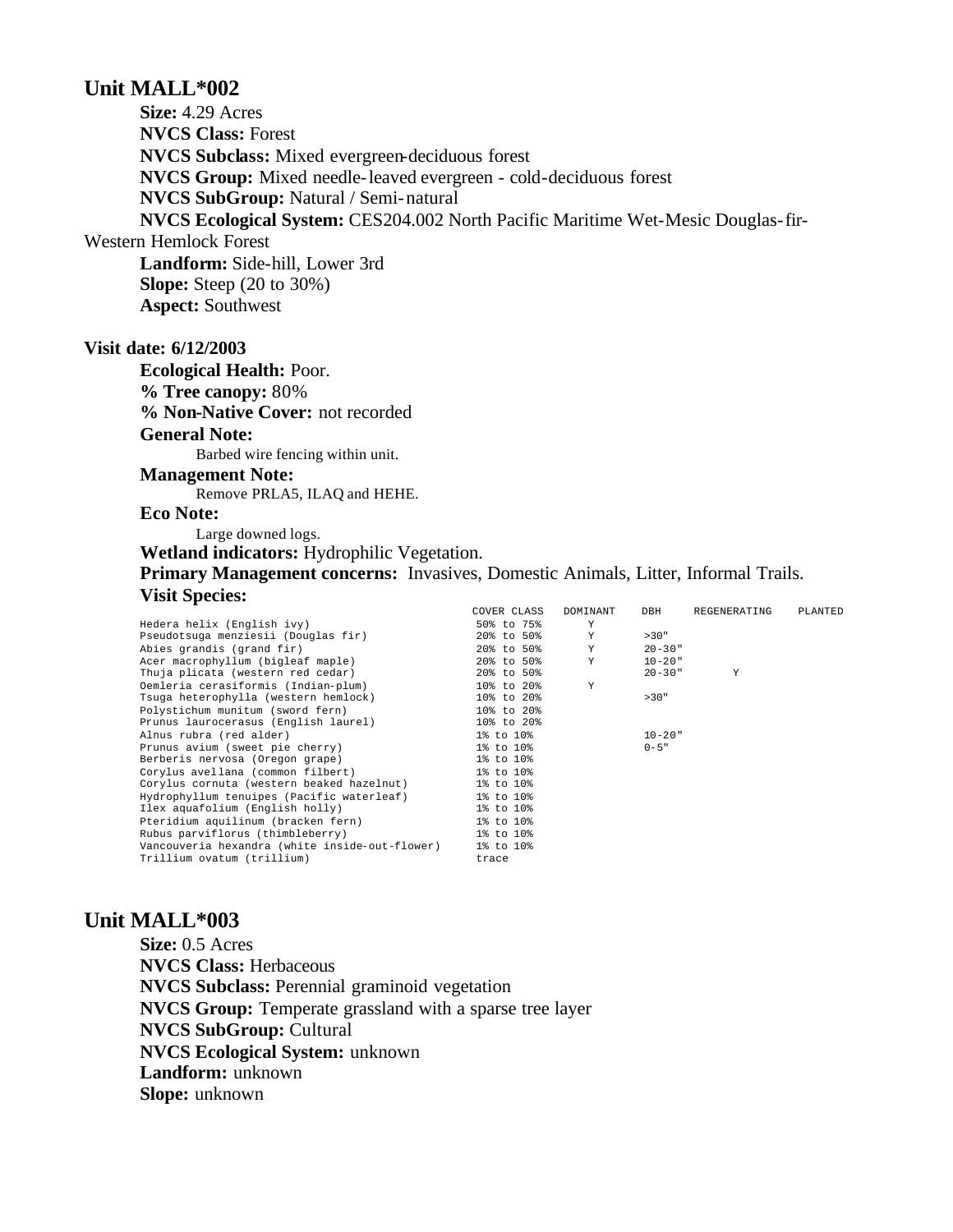## Unit MALL*002

**Size:** 4.29 Acres
**NVCS Class:** Forest
**NVCS Subclass:** Mixed evergreen-deciduous forest
**NVCS Group:** Mixed needle-leaved evergreen - cold-deciduous forest
**NVCS SubGroup:** Natural / Semi-natural
**NVCS Ecological System:** CES204.002 North Pacific Maritime Wet-Mesic Douglas-fir-Western Hemlock Forest
**Landform:** Side-hill, Lower 3rd
**Slope:** Steep (20 to 30%)
**Aspect:** Southwest

### Visit date: 6/12/2003

**Ecological Health:** Poor.
**% Tree canopy:** 80%
**% Non-Native Cover:** not recorded

**General Note:**

Barbed wire fencing within unit.

**Management Note:**

Remove PRLA5, ILAQ and HEHE.

**Eco Note:**

Large downed logs.

**Wetland indicators:** Hydrophilic Vegetation.
**Primary Management concerns:** Invasives, Domestic Animals, Litter, Informal Trails.

**Visit Species:**

| | COVER CLASS | DOMINANT | DBH | REGENERATING | PLANTED |
|---|---|---|---|---|---|
| Hedera helix (English ivy) | 50% to 75% | Y | | | |
| Pseudotsuga menziesii (Douglas fir) | 20% to 50% | Y | >30" | | |
| Abies grandis (grand fir) | 20% to 50% | Y | 20-30" | | |
| Acer macrophyllum (bigleaf maple) | 20% to 50% | Y | 10-20" | | |
| Thuja plicata (western red cedar) | 20% to 50% | | 20-30" | Y | |
| Oemleria cerasiformis (Indian-plum) | 10% to 20% | Y | | | |
| Tsuga heterophylla (western hemlock) | 10% to 20% | | >30" | | |
| Polystichum munitum (sword fern) | 10% to 20% | | | | |
| Prunus laurocerasus (English laurel) | 10% to 20% | | | | |
| Alnus rubra (red alder) | 1% to 10% | | 10-20" | | |
| Prunus avium (sweet pie cherry) | 1% to 10% | | 0-5" | | |
| Berberis nervosa (Oregon grape) | 1% to 10% | | | | |
| Corylus avellana (common filbert) | 1% to 10% | | | | |
| Corylus cornuta (western beaked hazelnut) | 1% to 10% | | | | |
| Hydrophyllum tenuipes (Pacific waterleaf) | 1% to 10% | | | | |
| Ilex aquafolium (English holly) | 1% to 10% | | | | |
| Pteridium aquilinum (bracken fern) | 1% to 10% | | | | |
| Rubus parviflorus (thimbleberry) | 1% to 10% | | | | |
| Vancouveria hexandra (white inside-out-flower) | 1% to 10% | | | | |
| Trillium ovatum (trillium) | trace | | | | |

## Unit MALL*003

**Size:** 0.5 Acres
**NVCS Class:** Herbaceous
**NVCS Subclass:** Perennial graminoid vegetation
**NVCS Group:** Temperate grassland with a sparse tree layer
**NVCS SubGroup:** Cultural
**NVCS Ecological System:** unknown
**Landform:** unknown
**Slope:** unknown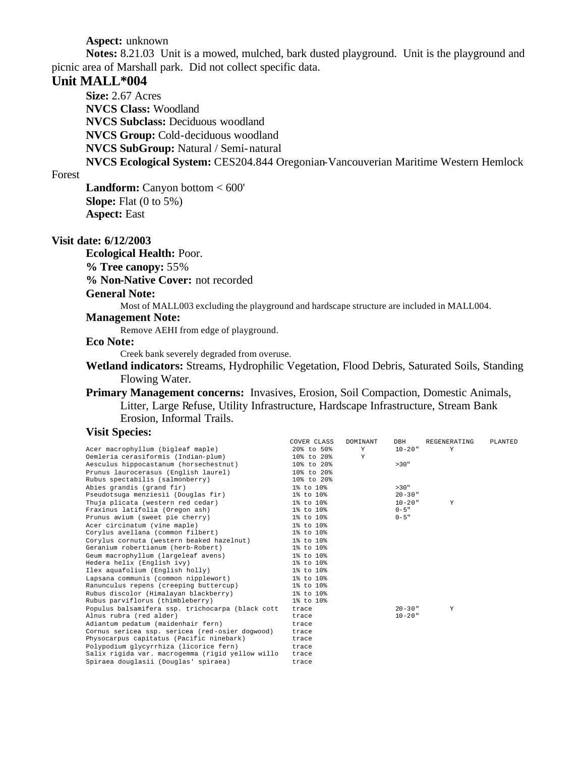**Aspect:** unknown

**Notes:** 8.21.03 Unit is a mowed, mulched, bark dusted playground. Unit is the playground and picnic area of Marshall park. Did not collect specific data.

## Unit MALL*004

**Size:** 2.67 Acres

**NVCS Class:** Woodland

**NVCS Subclass:** Deciduous woodland

**NVCS Group:** Cold-deciduous woodland

**NVCS SubGroup:** Natural / Semi-natural

**NVCS Ecological System:** CES204.844 Oregonian-Vancouverian Maritime Western Hemlock Forest

**Landform:** Canyon bottom < 600'

**Slope:** Flat (0 to 5%)

**Aspect:** East

### Visit date: 6/12/2003

**Ecological Health:** Poor.

**% Tree canopy:** 55%

**% Non-Native Cover:** not recorded

**General Note:**

Most of MALL003 excluding the playground and hardscape structure are included in MALL004.

**Management Note:**

Remove AEHI from edge of playground.

**Eco Note:**

Creek bank severely degraded from overuse.

**Wetland indicators:** Streams, Hydrophilic Vegetation, Flood Debris, Saturated Soils, Standing Flowing Water.

**Primary Management concerns:** Invasives, Erosion, Soil Compaction, Domestic Animals, Litter, Large Refuse, Utility Infrastructure, Hardscape Infrastructure, Stream Bank Erosion, Informal Trails.

**Visit Species:**

| | COVER CLASS | DOMINANT | DBH | REGENERATING | PLANTED |
|---|---|---|---|---|---|
| Acer macrophyllum (bigleaf maple) | 20% to 50% | Y | 10-20" | Y | |
| Oemleria cerasiformis (Indian-plum) | 10% to 20% | Y | | | |
| Aesculus hippocastanum (horsechestnut) | 10% to 20% | | >30" | | |
| Prunus laurocerasus (English laurel) | 10% to 20% | | | | |
| Rubus spectabilis (salmonberry) | 10% to 20% | | | | |
| Abies grandis (grand fir) | 1% to 10% | | >30" | | |
| Pseudotsuga menziesii (Douglas fir) | 1% to 10% | | 20-30" | | |
| Thuja plicata (western red cedar) | 1% to 10% | | 10-20" | Y | |
| Fraxinus latifolia (Oregon ash) | 1% to 10% | | 0-5" | | |
| Prunus avium (sweet pie cherry) | 1% to 10% | | 0-5" | | |
| Acer circinatum (vine maple) | 1% to 10% | | | | |
| Corylus avellana (common filbert) | 1% to 10% | | | | |
| Corylus cornuta (western beaked hazelnut) | 1% to 10% | | | | |
| Geranium robertianum (herb-Robert) | 1% to 10% | | | | |
| Geum macrophyllum (largeleaf avens) | 1% to 10% | | | | |
| Hedera helix (English ivy) | 1% to 10% | | | | |
| Ilex aquafolium (English holly) | 1% to 10% | | | | |
| Lapsana communis (common nipplewort) | 1% to 10% | | | | |
| Ranunculus repens (creeping buttercup) | 1% to 10% | | | | |
| Rubus discolor (Himalayan blackberry) | 1% to 10% | | | | |
| Rubus parviflorus (thimbleberry) | 1% to 10% | | | | |
| Populus balsamifera ssp. trichocarpa (black cott | trace | | 20-30" | Y | |
| Alnus rubra (red alder) | trace | | 10-20" | | |
| Adiantum pedatum (maidenhair fern) | trace | | | | |
| Cornus sericea ssp. sericea (red-osier dogwood) | trace | | | | |
| Physocarpus capitatus (Pacific ninebark) | trace | | | | |
| Polypodium glycyrrhiza (licorice fern) | trace | | | | |
| Salix rigida var. macrogemma (rigid yellow willo | trace | | | | |
| Spiraea douglasii (Douglas' spiraea) | trace | | | | |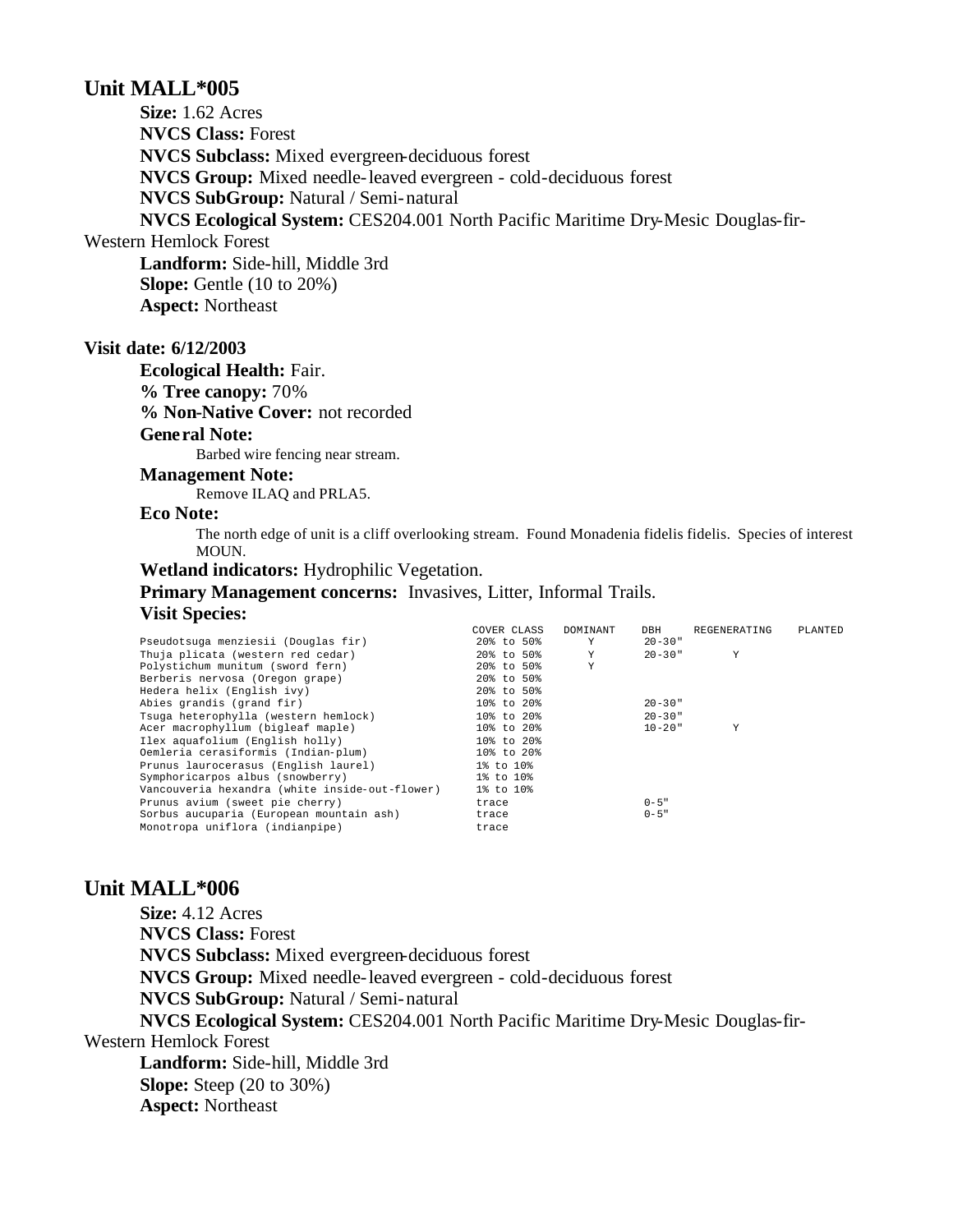## Unit MALL*005

**Size:** 1.62 Acres
**NVCS Class:** Forest
**NVCS Subclass:** Mixed evergreen-deciduous forest
**NVCS Group:** Mixed needle-leaved evergreen - cold-deciduous forest
**NVCS SubGroup:** Natural / Semi-natural
**NVCS Ecological System:** CES204.001 North Pacific Maritime Dry-Mesic Douglas-fir-Western Hemlock Forest
**Landform:** Side-hill, Middle 3rd
**Slope:** Gentle (10 to 20%)
**Aspect:** Northeast

### Visit date: 6/12/2003

**Ecological Health:** Fair.
**% Tree canopy:** 70%
**% Non-Native Cover:** not recorded

**General Note:**
Barbed wire fencing near stream.

**Management Note:**
Remove ILAQ and PRLA5.

**Eco Note:**
The north edge of unit is a cliff overlooking stream. Found Monadenia fidelis fidelis. Species of interest MOUN.

**Wetland indicators:** Hydrophilic Vegetation.
**Primary Management concerns:** Invasives, Litter, Informal Trails.

**Visit Species:**

| | COVER CLASS | DOMINANT | DBH | REGENERATING | PLANTED |
|---|---|---|---|---|---|
| Pseudotsuga menziesii (Douglas fir) | 20% to 50% | Y | 20-30" | | |
| Thuja plicata (western red cedar) | 20% to 50% | Y | 20-30" | Y | |
| Polystichum munitum (sword fern) | 20% to 50% | Y | | | |
| Berberis nervosa (Oregon grape) | 20% to 50% | | | | |
| Hedera helix (English ivy) | 20% to 50% | | | | |
| Abies grandis (grand fir) | 10% to 20% | | 20-30" | | |
| Tsuga heterophylla (western hemlock) | 10% to 20% | | 20-30" | | |
| Acer macrophyllum (bigleaf maple) | 10% to 20% | | 10-20" | Y | |
| Ilex aquafolium (English holly) | 10% to 20% | | | | |
| Oemleria cerasiformis (Indian-plum) | 10% to 20% | | | | |
| Prunus laurocerasus (English laurel) | 1% to 10% | | | | |
| Symphoricarpos albus (snowberry) | 1% to 10% | | | | |
| Vancouveria hexandra (white inside-out-flower) | 1% to 10% | | | | |
| Prunus avium (sweet pie cherry) | trace | | 0-5" | | |
| Sorbus aucuparia (European mountain ash) | trace | | 0-5" | | |
| Monotropa uniflora (indianpipe) | trace | | | | |

## Unit MALL*006

**Size:** 4.12 Acres
**NVCS Class:** Forest
**NVCS Subclass:** Mixed evergreen-deciduous forest
**NVCS Group:** Mixed needle-leaved evergreen - cold-deciduous forest
**NVCS SubGroup:** Natural / Semi-natural
**NVCS Ecological System:** CES204.001 North Pacific Maritime Dry-Mesic Douglas-fir-Western Hemlock Forest
**Landform:** Side-hill, Middle 3rd
**Slope:** Steep (20 to 30%)
**Aspect:** Northeast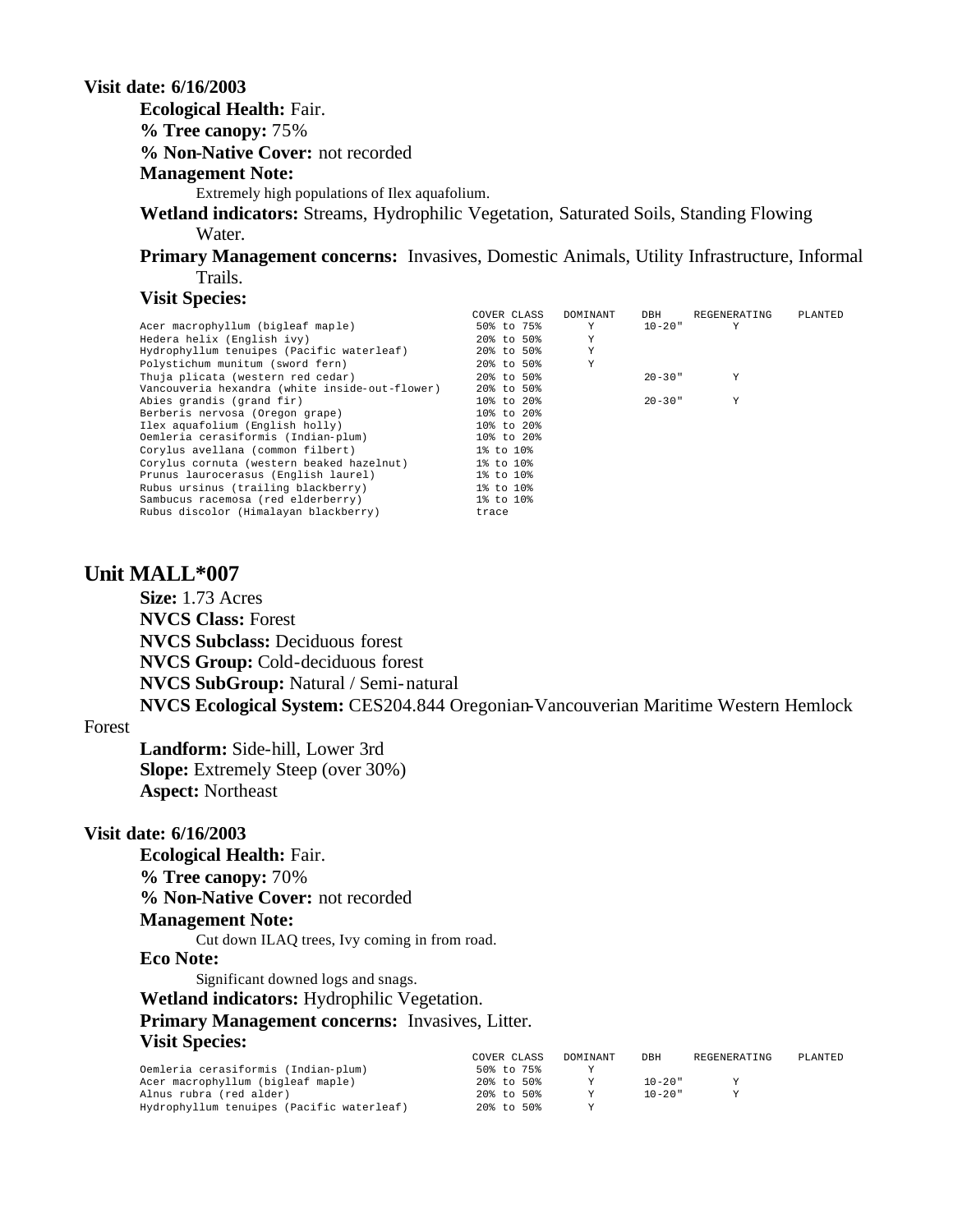**Visit date: 6/16/2003**

**Ecological Health:** Fair.

**% Tree canopy:** 75%

**% Non-Native Cover:** not recorded

**Management Note:**

Extremely high populations of Ilex aquafolium.

**Wetland indicators:** Streams, Hydrophilic Vegetation, Saturated Soils, Standing Flowing Water.

**Primary Management concerns:** Invasives, Domestic Animals, Utility Infrastructure, Informal Trails.

**Visit Species:**

| | COVER CLASS | DOMINANT | DBH | REGENERATING | PLANTED |
|---|---|---|---|---|---|
| Acer macrophyllum (bigleaf maple) | 50% to 75% | Y | 10-20" | Y | |
| Hedera helix (English ivy) | 20% to 50% | Y | | | |
| Hydrophyllum tenuipes (Pacific waterleaf) | 20% to 50% | Y | | | |
| Polystichum munitum (sword fern) | 20% to 50% | Y | | | |
| Thuja plicata (western red cedar) | 20% to 50% | | 20-30" | Y | |
| Vancouveria hexandra (white inside-out-flower) | 20% to 50% | | | | |
| Abies grandis (grand fir) | 10% to 20% | | 20-30" | Y | |
| Berberis nervosa (Oregon grape) | 10% to 20% | | | | |
| Ilex aquafolium (English holly) | 10% to 20% | | | | |
| Oemleria cerasiformis (Indian-plum) | 10% to 20% | | | | |
| Corylus avellana (common filbert) | 1% to 10% | | | | |
| Corylus cornuta (western beaked hazelnut) | 1% to 10% | | | | |
| Prunus laurocerasus (English laurel) | 1% to 10% | | | | |
| Rubus ursinus (trailing blackberry) | 1% to 10% | | | | |
| Sambucus racemosa (red elderberry) | 1% to 10% | | | | |
| Rubus discolor (Himalayan blackberry) | trace | | | | |

## Unit MALL*007

**Size:** 1.73 Acres

**NVCS Class:** Forest

**NVCS Subclass:** Deciduous forest

**NVCS Group:** Cold-deciduous forest

**NVCS SubGroup:** Natural / Semi-natural

**NVCS Ecological System:** CES204.844 Oregonian-Vancouverian Maritime Western Hemlock Forest

**Landform:** Side-hill, Lower 3rd

**Slope:** Extremely Steep (over 30%)

**Aspect:** Northeast

**Visit date: 6/16/2003**

**Ecological Health:** Fair.

**% Tree canopy:** 70%

**% Non-Native Cover:** not recorded

**Management Note:**

Cut down ILAQ trees, Ivy coming in from road.

**Eco Note:**

Significant downed logs and snags.

**Wetland indicators:** Hydrophilic Vegetation.

**Primary Management concerns:** Invasives, Litter.

**Visit Species:**

| | COVER CLASS | DOMINANT | DBH | REGENERATING | PLANTED |
|---|---|---|---|---|---|
| Oemleria cerasiformis (Indian-plum) | 50% to 75% | Y | | | |
| Acer macrophyllum (bigleaf maple) | 20% to 50% | Y | 10-20" | Y | |
| Alnus rubra (red alder) | 20% to 50% | Y | 10-20" | Y | |
| Hydrophyllum tenuipes (Pacific waterleaf) | 20% to 50% | Y | | | |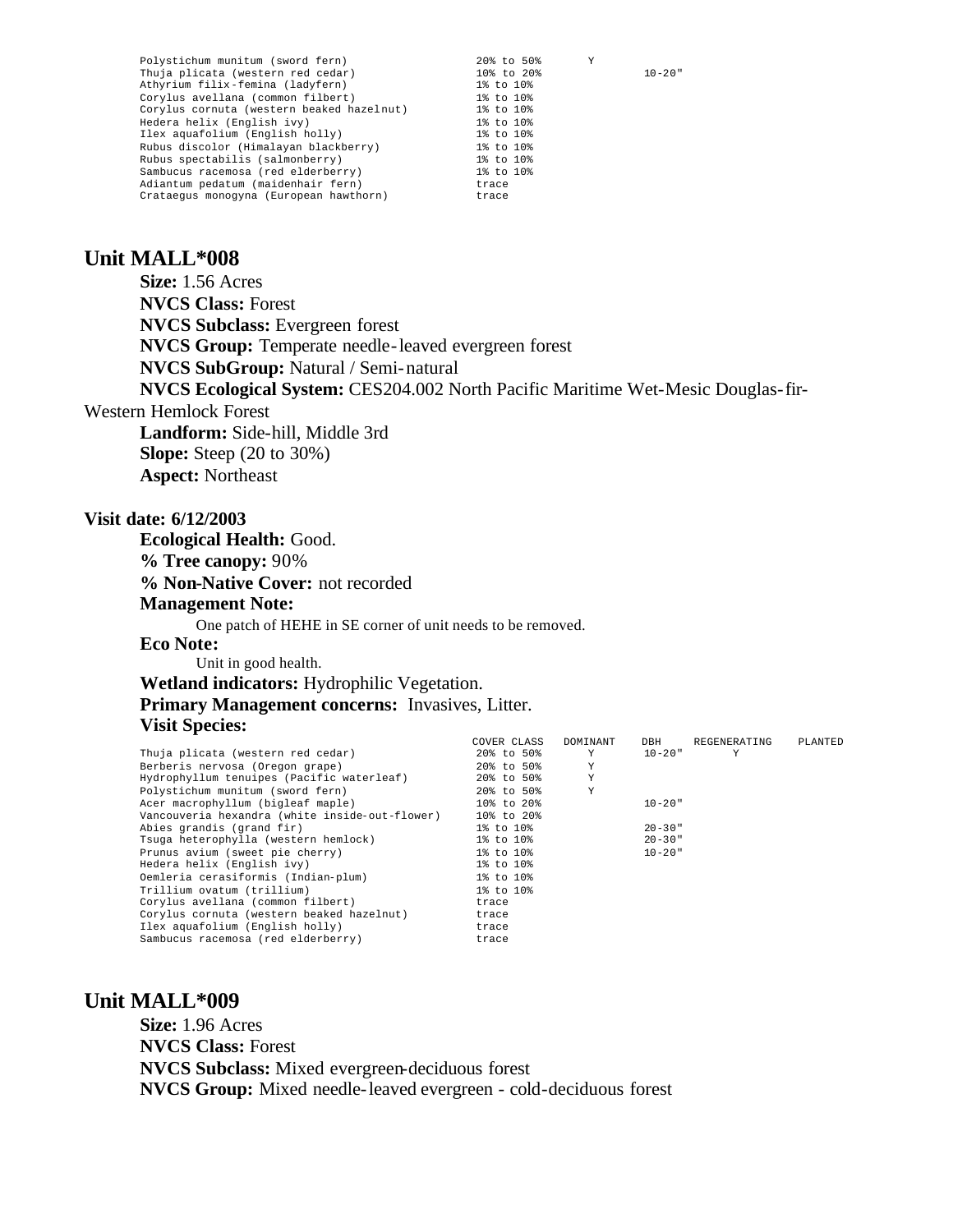| | COVER CLASS | DOMINANT | DBH | REGENERATING | PLANTED |
|---|---|---|---|---|---|
| Polystichum munitum (sword fern) | 20% to 50% | Y | | | |
| Thuja plicata (western red cedar) | 10% to 20% | | 10-20" | | |
| Athyrium filix-femina (ladyfern) | 1% to 10% | | | | |
| Corylus avellana (common filbert) | 1% to 10% | | | | |
| Corylus cornuta (western beaked hazelnut) | 1% to 10% | | | | |
| Hedera helix (English ivy) | 1% to 10% | | | | |
| Ilex aquafolium (English holly) | 1% to 10% | | | | |
| Rubus discolor (Himalayan blackberry) | 1% to 10% | | | | |
| Rubus spectabilis (salmonberry) | 1% to 10% | | | | |
| Sambucus racemosa (red elderberry) | 1% to 10% | | | | |
| Adiantum pedatum (maidenhair fern) | trace | | | | |
| Crataegus monogyna (European hawthorn) | trace | | | | |

## Unit MALL*008

**Size:** 1.56 Acres
**NVCS Class:** Forest
**NVCS Subclass:** Evergreen forest
**NVCS Group:** Temperate needle-leaved evergreen forest
**NVCS SubGroup:** Natural / Semi-natural
**NVCS Ecological System:** CES204.002 North Pacific Maritime Wet-Mesic Douglas-fir-Western Hemlock Forest
**Landform:** Side-hill, Middle 3rd
**Slope:** Steep (20 to 30%)
**Aspect:** Northeast

**Visit date: 6/12/2003**

**Ecological Health:** Good.
**% Tree canopy:** 90%
**% Non-Native Cover:** not recorded
**Management Note:**

One patch of HEHE in SE corner of unit needs to be removed.

**Eco Note:**

Unit in good health.

**Wetland indicators:** Hydrophilic Vegetation.
**Primary Management concerns:** Invasives, Litter.
**Visit Species:**

| | COVER CLASS | DOMINANT | DBH | REGENERATING | PLANTED |
|---|---|---|---|---|---|
| Thuja plicata (western red cedar) | 20% to 50% | Y | 10-20" | Y | |
| Berberis nervosa (Oregon grape) | 20% to 50% | Y | | | |
| Hydrophyllum tenuipes (Pacific waterleaf) | 20% to 50% | Y | | | |
| Polystichum munitum (sword fern) | 20% to 50% | Y | | | |
| Acer macrophyllum (bigleaf maple) | 10% to 20% | | 10-20" | | |
| Vancouveria hexandra (white inside-out-flower) | 10% to 20% | | | | |
| Abies grandis (grand fir) | 1% to 10% | | 20-30" | | |
| Tsuga heterophylla (western hemlock) | 1% to 10% | | 20-30" | | |
| Prunus avium (sweet pie cherry) | 1% to 10% | | 10-20" | | |
| Hedera helix (English ivy) | 1% to 10% | | | | |
| Oemleria cerasiformis (Indian-plum) | 1% to 10% | | | | |
| Trillium ovatum (trillium) | 1% to 10% | | | | |
| Corylus avellana (common filbert) | trace | | | | |
| Corylus cornuta (western beaked hazelnut) | trace | | | | |
| Ilex aquafolium (English holly) | trace | | | | |
| Sambucus racemosa (red elderberry) | trace | | | | |

## Unit MALL*009

**Size:** 1.96 Acres
**NVCS Class:** Forest
**NVCS Subclass:** Mixed evergreen-deciduous forest
**NVCS Group:** Mixed needle-leaved evergreen - cold-deciduous forest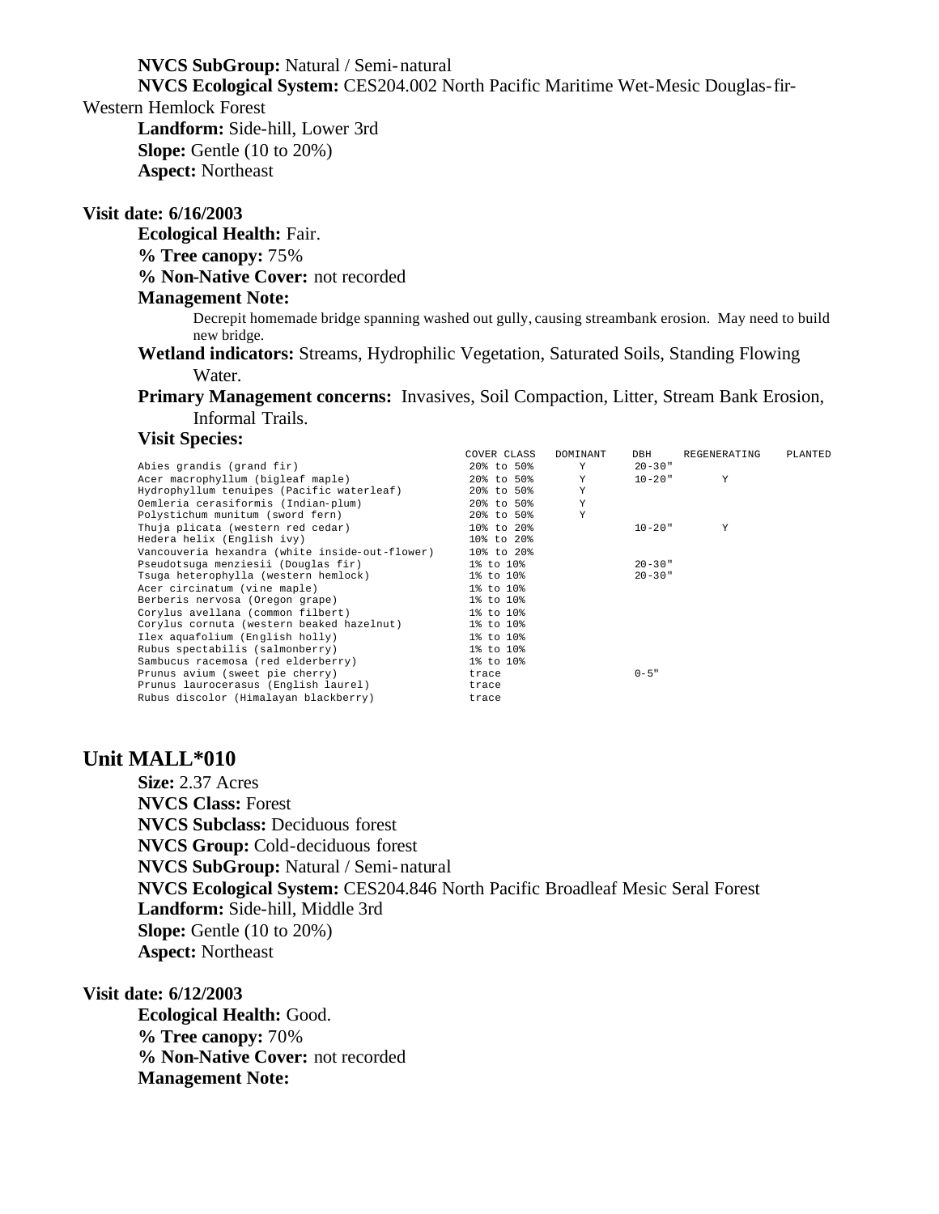**NVCS SubGroup:** Natural / Semi-natural
**NVCS Ecological System:** CES204.002 North Pacific Maritime Wet-Mesic Douglas-fir-Western Hemlock Forest
**Landform:** Side-hill, Lower 3rd
**Slope:** Gentle (10 to 20%)
**Aspect:** Northeast

**Visit date: 6/16/2003**

**Ecological Health:** Fair.
**% Tree canopy:** 75%
**% Non-Native Cover:** not recorded
**Management Note:**

Decrepit homemade bridge spanning washed out gully, causing streambank erosion. May need to build new bridge.

**Wetland indicators:** Streams, Hydrophilic Vegetation, Saturated Soils, Standing Flowing Water.

**Primary Management concerns:** Invasives, Soil Compaction, Litter, Stream Bank Erosion, Informal Trails.

**Visit Species:**

| | COVER CLASS | DOMINANT | DBH | REGENERATING | PLANTED |
|---|---|---|---|---|---|
| Abies grandis (grand fir) | 20% to 50% | Y | 20-30" | | |
| Acer macrophyllum (bigleaf maple) | 20% to 50% | Y | 10-20" | Y | |
| Hydrophyllum tenuipes (Pacific waterleaf) | 20% to 50% | Y | | | |
| Oemleria cerasiformis (Indian-plum) | 20% to 50% | Y | | | |
| Polystichum munitum (sword fern) | 20% to 50% | Y | | | |
| Thuja plicata (western red cedar) | 10% to 20% | | 10-20" | Y | |
| Hedera helix (English ivy) | 10% to 20% | | | | |
| Vancouveria hexandra (white inside-out-flower) | 10% to 20% | | | | |
| Pseudotsuga menziesii (Douglas fir) | 1% to 10% | | 20-30" | | |
| Tsuga heterophylla (western hemlock) | 1% to 10% | | 20-30" | | |
| Acer circinatum (vine maple) | 1% to 10% | | | | |
| Berberis nervosa (Oregon grape) | 1% to 10% | | | | |
| Corylus avellana (common filbert) | 1% to 10% | | | | |
| Corylus cornuta (western beaked hazelnut) | 1% to 10% | | | | |
| Ilex aquafolium (English holly) | 1% to 10% | | | | |
| Rubus spectabilis (salmonberry) | 1% to 10% | | | | |
| Sambucus racemosa (red elderberry) | 1% to 10% | | | | |
| Prunus avium (sweet pie cherry) | trace | | 0-5" | | |
| Prunus laurocerasus (English laurel) | trace | | | | |
| Rubus discolor (Himalayan blackberry) | trace | | | | |

## Unit MALL*010

**Size:** 2.37 Acres
**NVCS Class:** Forest
**NVCS Subclass:** Deciduous forest
**NVCS Group:** Cold-deciduous forest
**NVCS SubGroup:** Natural / Semi-natural
**NVCS Ecological System:** CES204.846 North Pacific Broadleaf Mesic Seral Forest
**Landform:** Side-hill, Middle 3rd
**Slope:** Gentle (10 to 20%)
**Aspect:** Northeast

**Visit date: 6/12/2003**

**Ecological Health:** Good.
**% Tree canopy:** 70%
**% Non-Native Cover:** not recorded
**Management Note:**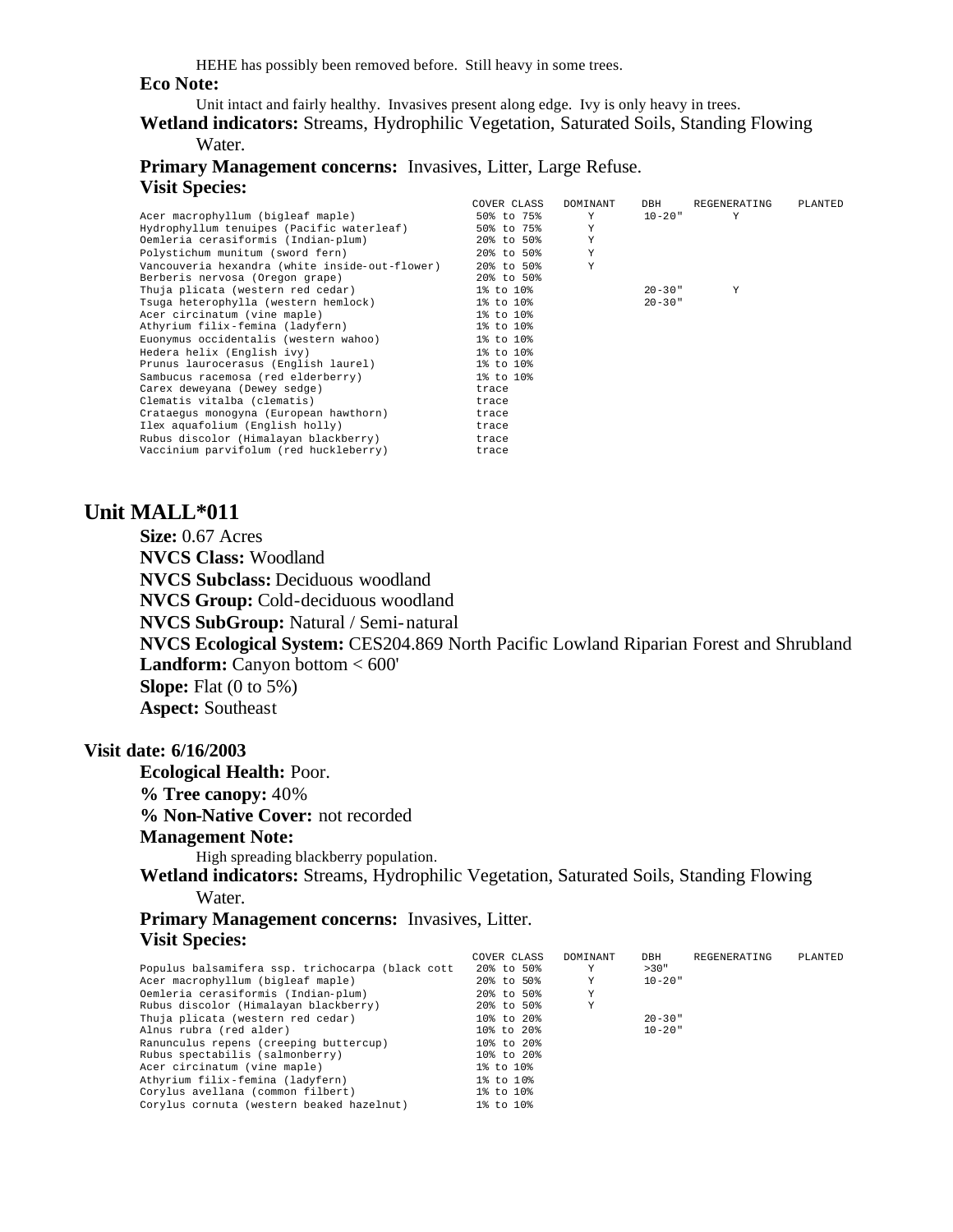HEHE has possibly been removed before. Still heavy in some trees.

**Eco Note:**

Unit intact and fairly healthy. Invasives present along edge. Ivy is only heavy in trees.

**Wetland indicators:** Streams, Hydrophilic Vegetation, Saturated Soils, Standing Flowing Water.

**Primary Management concerns:** Invasives, Litter, Large Refuse.

**Visit Species:**

| | COVER CLASS | DOMINANT | DBH | REGENERATING | PLANTED |
|---|---|---|---|---|---|
| Acer macrophyllum (bigleaf maple) | 50% to 75% | Y | 10-20" | Y | |
| Hydrophyllum tenuipes (Pacific waterleaf) | 50% to 75% | Y | | | |
| Oemleria cerasiformis (Indian-plum) | 20% to 50% | Y | | | |
| Polystichum munitum (sword fern) | 20% to 50% | Y | | | |
| Vancouveria hexandra (white inside-out-flower) | 20% to 50% | Y | | | |
| Berberis nervosa (Oregon grape) | 20% to 50% | | | | |
| Thuja plicata (western red cedar) | 1% to 10% | | 20-30" | Y | |
| Tsuga heterophylla (western hemlock) | 1% to 10% | | 20-30" | | |
| Acer circinatum (vine maple) | 1% to 10% | | | | |
| Athyrium filix-femina (ladyfern) | 1% to 10% | | | | |
| Euonymus occidentalis (western wahoo) | 1% to 10% | | | | |
| Hedera helix (English ivy) | 1% to 10% | | | | |
| Prunus laurocerasus (English laurel) | 1% to 10% | | | | |
| Sambucus racemosa (red elderberry) | 1% to 10% | | | | |
| Carex deweyana (Dewey sedge) | trace | | | | |
| Clematis vitalba (clematis) | trace | | | | |
| Crataegus monogyna (European hawthorn) | trace | | | | |
| Ilex aquafolium (English holly) | trace | | | | |
| Rubus discolor (Himalayan blackberry) | trace | | | | |
| Vaccinium parvifolum (red huckleberry) | trace | | | | |

## Unit MALL*011

**Size:** 0.67 Acres

**NVCS Class:** Woodland

**NVCS Subclass:** Deciduous woodland

**NVCS Group:** Cold-deciduous woodland

**NVCS SubGroup:** Natural / Semi-natural

**NVCS Ecological System:** CES204.869 North Pacific Lowland Riparian Forest and Shrubland

**Landform:** Canyon bottom < 600'

**Slope:** Flat (0 to 5%)

**Aspect:** Southeast

### Visit date: 6/16/2003

**Ecological Health:** Poor.

**% Tree canopy:** 40%

**% Non-Native Cover:** not recorded

**Management Note:**

High spreading blackberry population.

**Wetland indicators:** Streams, Hydrophilic Vegetation, Saturated Soils, Standing Flowing Water.

**Primary Management concerns:** Invasives, Litter.

**Visit Species:**

| | COVER CLASS | DOMINANT | DBH | REGENERATING | PLANTED |
|---|---|---|---|---|---|
| Populus balsamifera ssp. trichocarpa (black cott | 20% to 50% | Y | >30" | | |
| Acer macrophyllum (bigleaf maple) | 20% to 50% | Y | 10-20" | | |
| Oemleria cerasiformis (Indian-plum) | 20% to 50% | Y | | | |
| Rubus discolor (Himalayan blackberry) | 20% to 50% | Y | | | |
| Thuja plicata (western red cedar) | 10% to 20% | | 20-30" | | |
| Alnus rubra (red alder) | 10% to 20% | | 10-20" | | |
| Ranunculus repens (creeping buttercup) | 10% to 20% | | | | |
| Rubus spectabilis (salmonberry) | 10% to 20% | | | | |
| Acer circinatum (vine maple) | 1% to 10% | | | | |
| Athyrium filix-femina (ladyfern) | 1% to 10% | | | | |
| Corylus avellana (common filbert) | 1% to 10% | | | | |
| Corylus cornuta (western beaked hazelnut) | 1% to 10% | | | | |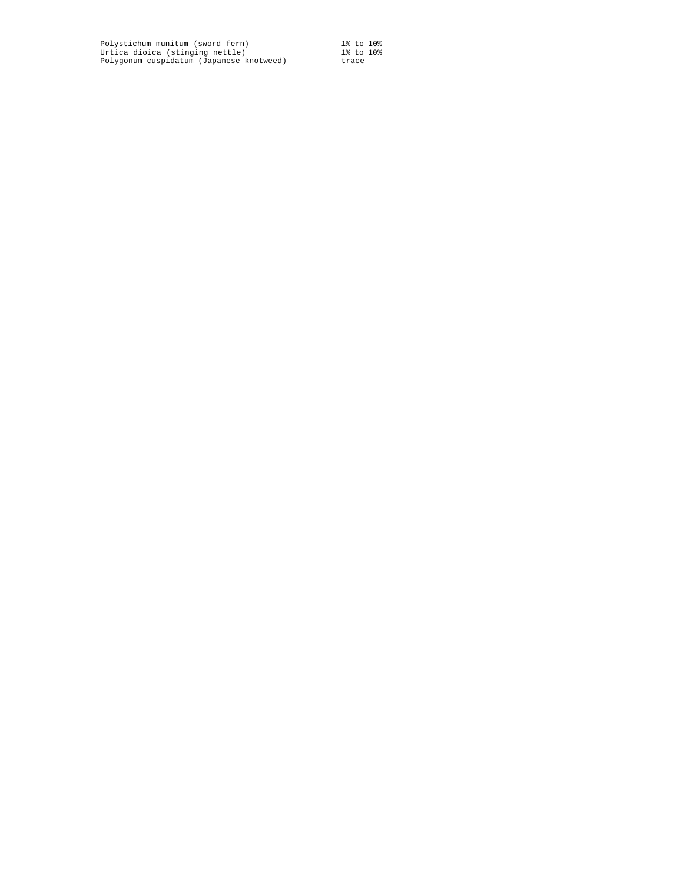| | |
|---|---|
| Polystichum munitum (sword fern) | 1% to 10% |
| Urtica dioica (stinging nettle) | 1% to 10% |
| Polygonum cuspidatum (Japanese knotweed) | trace |